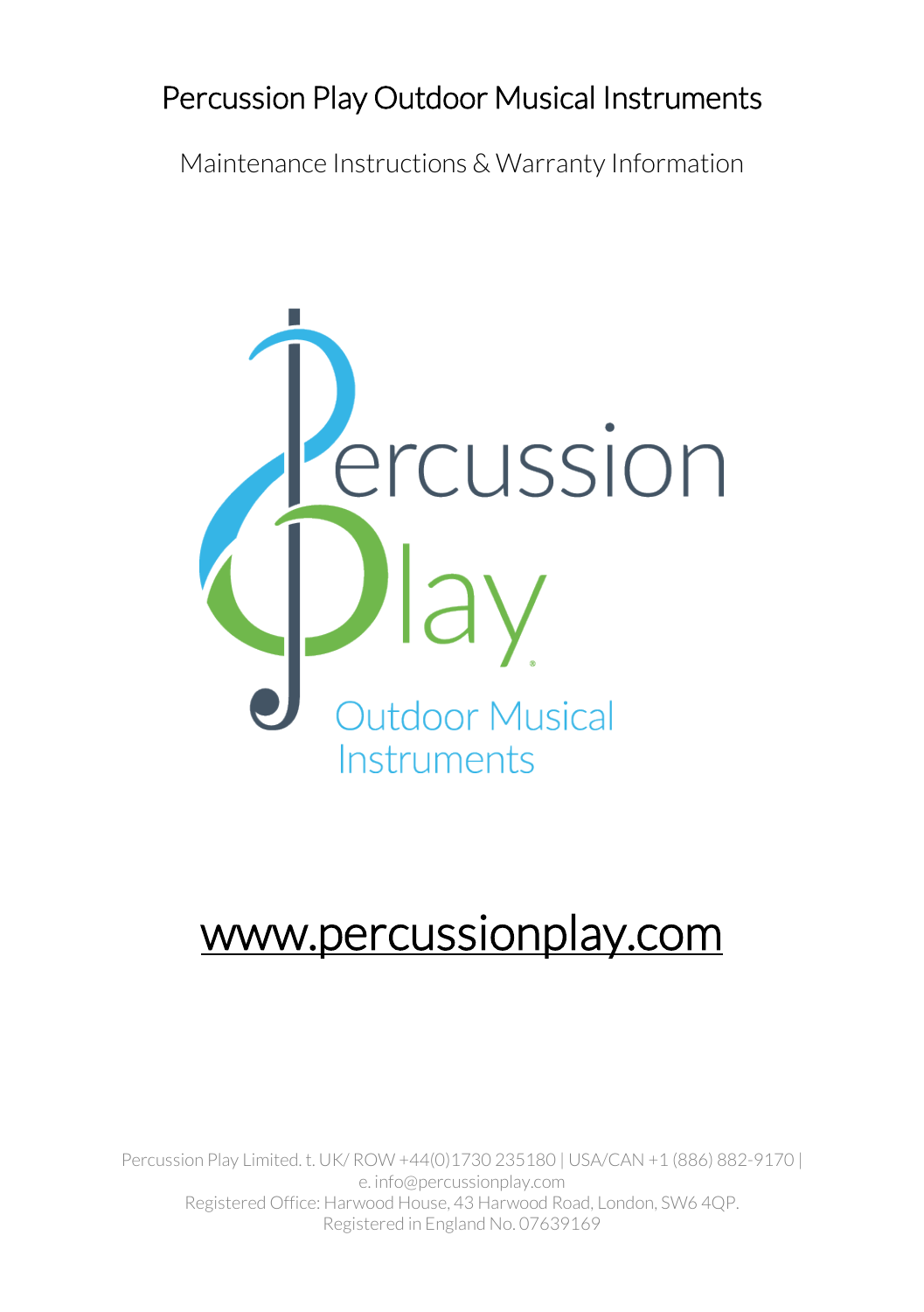# Percussion Play Outdoor Musical Instruments

Maintenance Instructions & Warranty Information

Percussion Play

Outdoor Musical Instruments

[www.percussionplay.com](http://www.percussionplay.com)

Percussion Play Limited. t. UK/ ROW +44(0)1730 235180 | USA/CAN +1 (886) 882-9170 | e. info@percussionplay.com
Registered Office: Harwood House, 43 Harwood Road, London, SW6 4QP.
Registered in England No. 07639169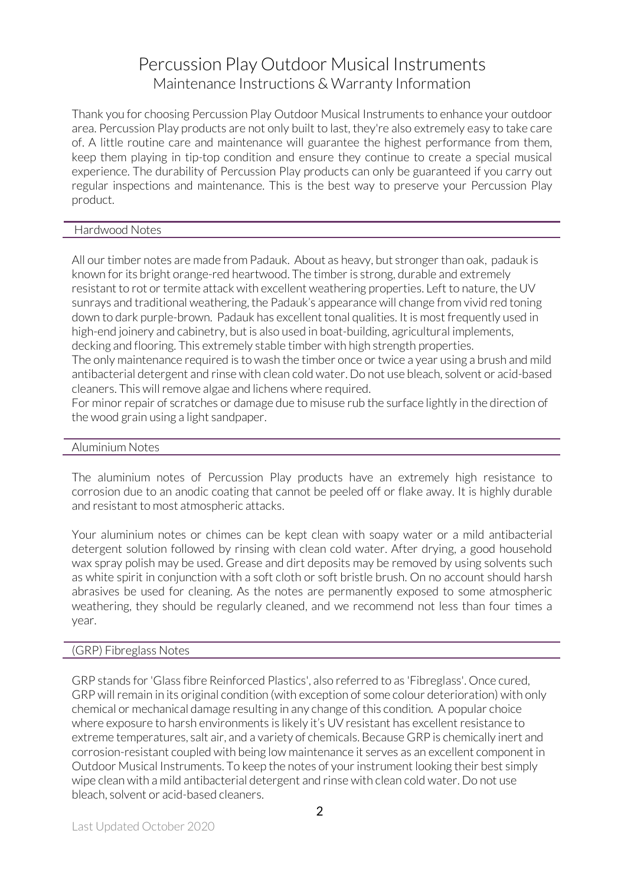# Percussion Play Outdoor Musical Instruments

## Maintenance Instructions & Warranty Information

Thank you for choosing Percussion Play Outdoor Musical Instruments to enhance your outdoor area. Percussion Play products are not only built to last, they're also extremely easy to take care of. A little routine care and maintenance will guarantee the highest performance from them, keep them playing in tip-top condition and ensure they continue to create a special musical experience. The durability of Percussion Play products can only be guaranteed if you carry out regular inspections and maintenance. This is the best way to preserve your Percussion Play product.

### Hardwood Notes

All our timber notes are made from Padauk. About as heavy, but stronger than oak, padauk is known for its bright orange-red heartwood. The timber is strong, durable and extremely resistant to rot or termite attack with excellent weathering properties. Left to nature, the UV sunrays and traditional weathering, the Padauk's appearance will change from vivid red toning down to dark purple-brown. Padauk has excellent tonal qualities. It is most frequently used in high-end joinery and cabinetry, but is also used in boat-building, agricultural implements, decking and flooring. This extremely stable timber with high strength properties.
The only maintenance required is to wash the timber once or twice a year using a brush and mild antibacterial detergent and rinse with clean cold water. Do not use bleach, solvent or acid-based cleaners. This will remove algae and lichens where required.
For minor repair of scratches or damage due to misuse rub the surface lightly in the direction of the wood grain using a light sandpaper.

### Aluminium Notes

The aluminium notes of Percussion Play products have an extremely high resistance to corrosion due to an anodic coating that cannot be peeled off or flake away. It is highly durable and resistant to most atmospheric attacks.

Your aluminium notes or chimes can be kept clean with soapy water or a mild antibacterial detergent solution followed by rinsing with clean cold water. After drying, a good household wax spray polish may be used. Grease and dirt deposits may be removed by using solvents such as white spirit in conjunction with a soft cloth or soft bristle brush. On no account should harsh abrasives be used for cleaning. As the notes are permanently exposed to some atmospheric weathering, they should be regularly cleaned, and we recommend not less than four times a year.

### (GRP) Fibreglass Notes

GRP stands for 'Glass fibre Reinforced Plastics', also referred to as 'Fibreglass'. Once cured, GRP will remain in its original condition (with exception of some colour deterioration) with only chemical or mechanical damage resulting in any change of this condition. A popular choice where exposure to harsh environments is likely it's UV resistant has excellent resistance to extreme temperatures, salt air, and a variety of chemicals. Because GRP is chemically inert and corrosion-resistant coupled with being low maintenance it serves as an excellent component in Outdoor Musical Instruments. To keep the notes of your instrument looking their best simply wipe clean with a mild antibacterial detergent and rinse with clean cold water. Do not use bleach, solvent or acid-based cleaners.

Last Updated October 2020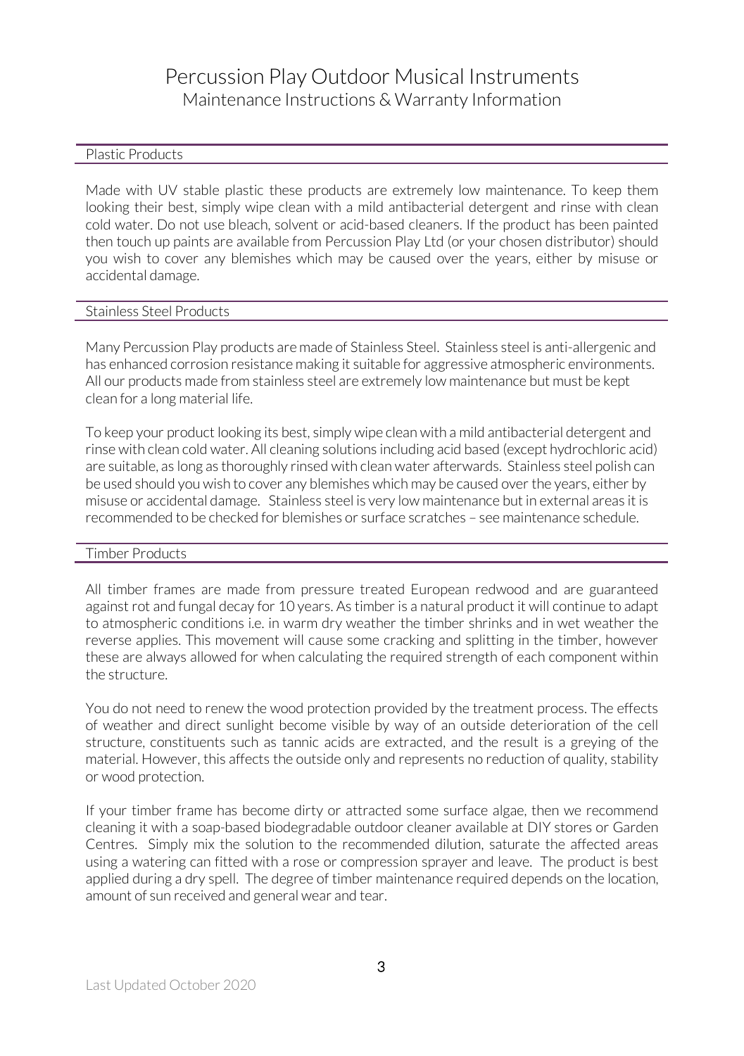# Percussion Play Outdoor Musical Instruments

Maintenance Instructions & Warranty Information

## Plastic Products

Made with UV stable plastic these products are extremely low maintenance. To keep them looking their best, simply wipe clean with a mild antibacterial detergent and rinse with clean cold water. Do not use bleach, solvent or acid-based cleaners. If the product has been painted then touch up paints are available from Percussion Play Ltd (or your chosen distributor) should you wish to cover any blemishes which may be caused over the years, either by misuse or accidental damage.

## Stainless Steel Products

Many Percussion Play products are made of Stainless Steel. Stainless steel is anti-allergenic and has enhanced corrosion resistance making it suitable for aggressive atmospheric environments. All our products made from stainless steel are extremely low maintenance but must be kept clean for a long material life.

To keep your product looking its best, simply wipe clean with a mild antibacterial detergent and rinse with clean cold water. All cleaning solutions including acid based (except hydrochloric acid) are suitable, as long as thoroughly rinsed with clean water afterwards. Stainless steel polish can be used should you wish to cover any blemishes which may be caused over the years, either by misuse or accidental damage. Stainless steel is very low maintenance but in external areas it is recommended to be checked for blemishes or surface scratches – see maintenance schedule.

## Timber Products

All timber frames are made from pressure treated European redwood and are guaranteed against rot and fungal decay for 10 years. As timber is a natural product it will continue to adapt to atmospheric conditions i.e. in warm dry weather the timber shrinks and in wet weather the reverse applies. This movement will cause some cracking and splitting in the timber, however these are always allowed for when calculating the required strength of each component within the structure.

You do not need to renew the wood protection provided by the treatment process. The effects of weather and direct sunlight become visible by way of an outside deterioration of the cell structure, constituents such as tannic acids are extracted, and the result is a greying of the material. However, this affects the outside only and represents no reduction of quality, stability or wood protection.

If your timber frame has become dirty or attracted some surface algae, then we recommend cleaning it with a soap-based biodegradable outdoor cleaner available at DIY stores or Garden Centres. Simply mix the solution to the recommended dilution, saturate the affected areas using a watering can fitted with a rose or compression sprayer and leave. The product is best applied during a dry spell. The degree of timber maintenance required depends on the location, amount of sun received and general wear and tear.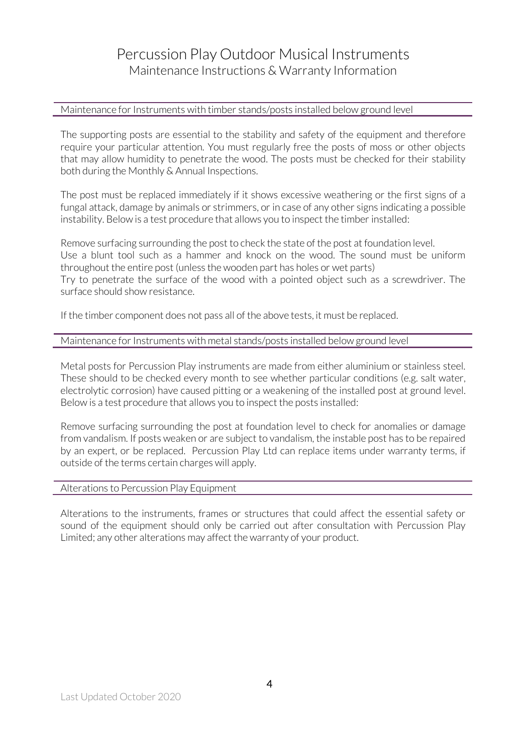# Percussion Play Outdoor Musical Instruments

Maintenance Instructions & Warranty Information

## Maintenance for Instruments with timber stands/posts installed below ground level

The supporting posts are essential to the stability and safety of the equipment and therefore require your particular attention. You must regularly free the posts of moss or other objects that may allow humidity to penetrate the wood. The posts must be checked for their stability both during the Monthly & Annual Inspections.

The post must be replaced immediately if it shows excessive weathering or the first signs of a fungal attack, damage by animals or strimmers, or in case of any other signs indicating a possible instability. Below is a test procedure that allows you to inspect the timber installed:

Remove surfacing surrounding the post to check the state of the post at foundation level.
Use a blunt tool such as a hammer and knock on the wood. The sound must be uniform throughout the entire post (unless the wooden part has holes or wet parts)
Try to penetrate the surface of the wood with a pointed object such as a screwdriver. The surface should show resistance.

If the timber component does not pass all of the above tests, it must be replaced.

## Maintenance for Instruments with metal stands/posts installed below ground level

Metal posts for Percussion Play instruments are made from either aluminium or stainless steel. These should to be checked every month to see whether particular conditions (e.g. salt water, electrolytic corrosion) have caused pitting or a weakening of the installed post at ground level. Below is a test procedure that allows you to inspect the posts installed:

Remove surfacing surrounding the post at foundation level to check for anomalies or damage from vandalism. If posts weaken or are subject to vandalism, the instable post has to be repaired by an expert, or be replaced. Percussion Play Ltd can replace items under warranty terms, if outside of the terms certain charges will apply.

## Alterations to Percussion Play Equipment

Alterations to the instruments, frames or structures that could affect the essential safety or sound of the equipment should only be carried out after consultation with Percussion Play Limited; any other alterations may affect the warranty of your product.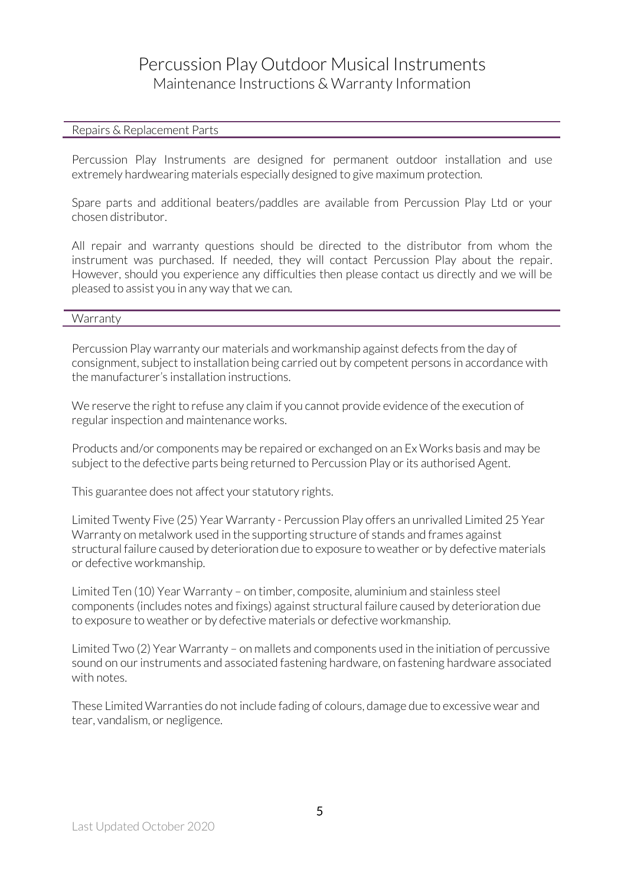# Percussion Play Outdoor Musical Instruments

## Maintenance Instructions & Warranty Information

### Repairs & Replacement Parts

Percussion Play Instruments are designed for permanent outdoor installation and use extremely hardwearing materials especially designed to give maximum protection.

Spare parts and additional beaters/paddles are available from Percussion Play Ltd or your chosen distributor.

All repair and warranty questions should be directed to the distributor from whom the instrument was purchased. If needed, they will contact Percussion Play about the repair. However, should you experience any difficulties then please contact us directly and we will be pleased to assist you in any way that we can.

### Warranty

Percussion Play warranty our materials and workmanship against defects from the day of consignment, subject to installation being carried out by competent persons in accordance with the manufacturer's installation instructions.

We reserve the right to refuse any claim if you cannot provide evidence of the execution of regular inspection and maintenance works.

Products and/or components may be repaired or exchanged on an Ex Works basis and may be subject to the defective parts being returned to Percussion Play or its authorised Agent.

This guarantee does not affect your statutory rights.

Limited Twenty Five (25) Year Warranty - Percussion Play offers an unrivalled Limited 25 Year Warranty on metalwork used in the supporting structure of stands and frames against structural failure caused by deterioration due to exposure to weather or by defective materials or defective workmanship.

Limited Ten (10) Year Warranty – on timber, composite, aluminium and stainless steel components (includes notes and fixings) against structural failure caused by deterioration due to exposure to weather or by defective materials or defective workmanship.

Limited Two (2) Year Warranty – on mallets and components used in the initiation of percussive sound on our instruments and associated fastening hardware, on fastening hardware associated with notes.

These Limited Warranties do not include fading of colours, damage due to excessive wear and tear, vandalism, or negligence.

Last Updated October 2020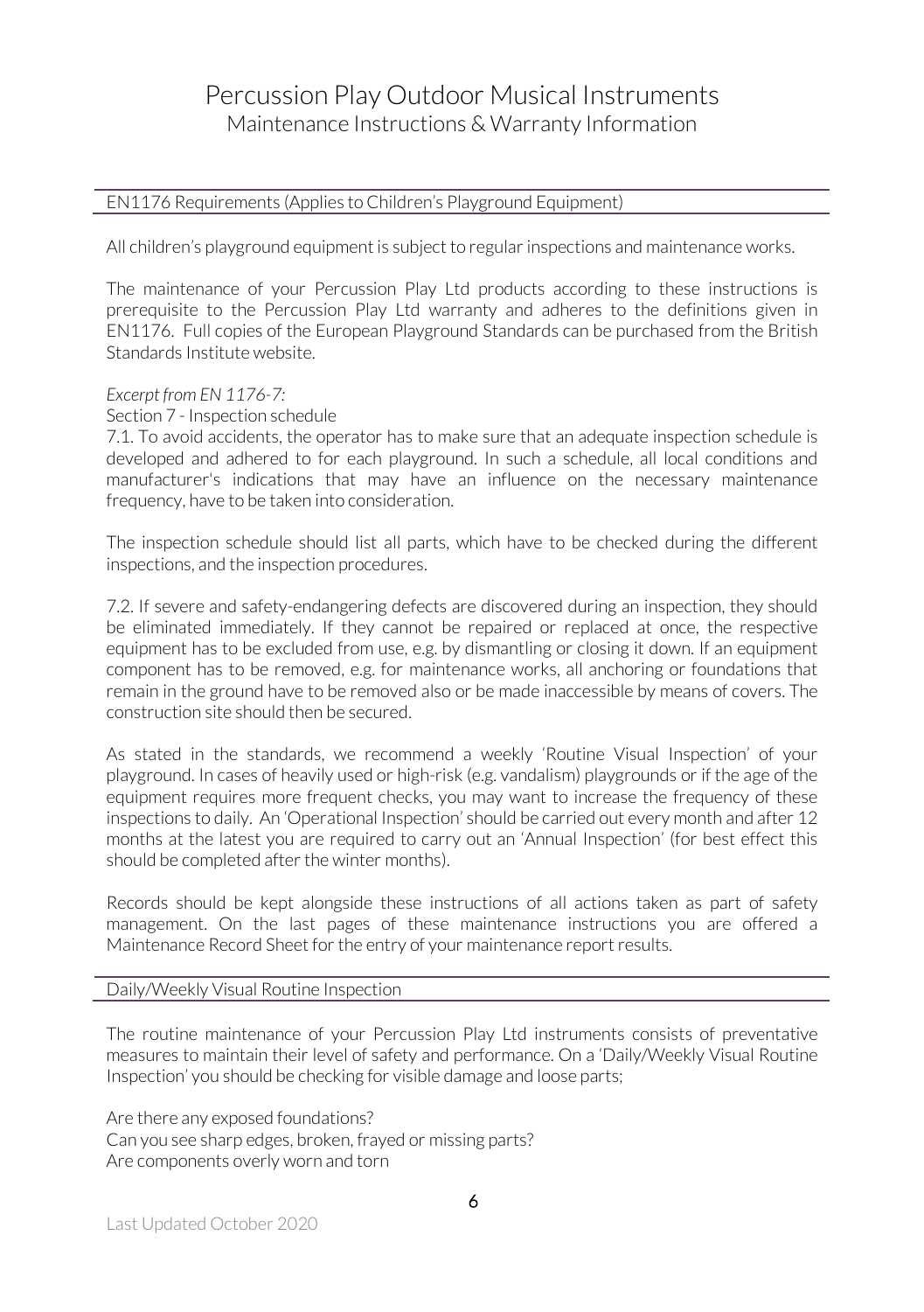# Percussion Play Outdoor Musical Instruments

Maintenance Instructions & Warranty Information

## EN1176 Requirements (Applies to Children's Playground Equipment)

All children's playground equipment is subject to regular inspections and maintenance works.

The maintenance of your Percussion Play Ltd products according to these instructions is prerequisite to the Percussion Play Ltd warranty and adheres to the definitions given in EN1176. Full copies of the European Playground Standards can be purchased from the British Standards Institute website.

*Excerpt from EN 1176-7:*

Section 7 - Inspection schedule

7.1. To avoid accidents, the operator has to make sure that an adequate inspection schedule is developed and adhered to for each playground. In such a schedule, all local conditions and manufacturer's indications that may have an influence on the necessary maintenance frequency, have to be taken into consideration.

The inspection schedule should list all parts, which have to be checked during the different inspections, and the inspection procedures.

7.2. If severe and safety-endangering defects are discovered during an inspection, they should be eliminated immediately. If they cannot be repaired or replaced at once, the respective equipment has to be excluded from use, e.g. by dismantling or closing it down. If an equipment component has to be removed, e.g. for maintenance works, all anchoring or foundations that remain in the ground have to be removed also or be made inaccessible by means of covers. The construction site should then be secured.

As stated in the standards, we recommend a weekly 'Routine Visual Inspection' of your playground. In cases of heavily used or high-risk (e.g. vandalism) playgrounds or if the age of the equipment requires more frequent checks, you may want to increase the frequency of these inspections to daily. An 'Operational Inspection' should be carried out every month and after 12 months at the latest you are required to carry out an 'Annual Inspection' (for best effect this should be completed after the winter months).

Records should be kept alongside these instructions of all actions taken as part of safety management. On the last pages of these maintenance instructions you are offered a Maintenance Record Sheet for the entry of your maintenance report results.

## Daily/Weekly Visual Routine Inspection

The routine maintenance of your Percussion Play Ltd instruments consists of preventative measures to maintain their level of safety and performance. On a 'Daily/Weekly Visual Routine Inspection' you should be checking for visible damage and loose parts;

Are there any exposed foundations?
Can you see sharp edges, broken, frayed or missing parts?
Are components overly worn and torn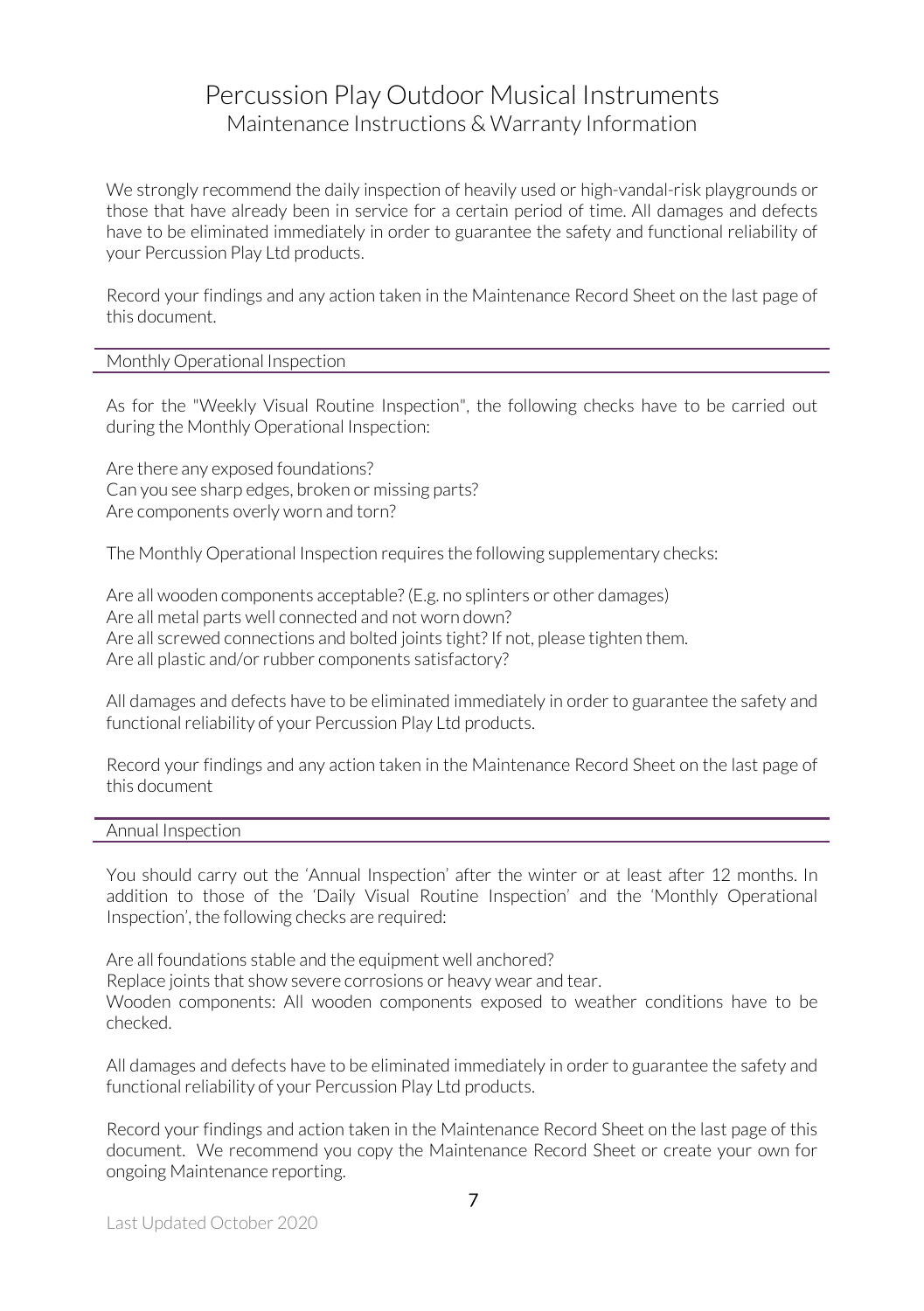# Percussion Play Outdoor Musical Instruments

## Maintenance Instructions & Warranty Information

We strongly recommend the daily inspection of heavily used or high-vandal-risk playgrounds or those that have already been in service for a certain period of time. All damages and defects have to be eliminated immediately in order to guarantee the safety and functional reliability of your Percussion Play Ltd products.

Record your findings and any action taken in the Maintenance Record Sheet on the last page of this document.

### Monthly Operational Inspection

As for the "Weekly Visual Routine Inspection", the following checks have to be carried out during the Monthly Operational Inspection:

Are there any exposed foundations?
Can you see sharp edges, broken or missing parts?
Are components overly worn and torn?

The Monthly Operational Inspection requires the following supplementary checks:

Are all wooden components acceptable? (E.g. no splinters or other damages)
Are all metal parts well connected and not worn down?
Are all screwed connections and bolted joints tight? If not, please tighten them.
Are all plastic and/or rubber components satisfactory?

All damages and defects have to be eliminated immediately in order to guarantee the safety and functional reliability of your Percussion Play Ltd products.

Record your findings and any action taken in the Maintenance Record Sheet on the last page of this document

### Annual Inspection

You should carry out the 'Annual Inspection' after the winter or at least after 12 months. In addition to those of the 'Daily Visual Routine Inspection' and the 'Monthly Operational Inspection', the following checks are required:

Are all foundations stable and the equipment well anchored?
Replace joints that show severe corrosions or heavy wear and tear.
Wooden components: All wooden components exposed to weather conditions have to be checked.

All damages and defects have to be eliminated immediately in order to guarantee the safety and functional reliability of your Percussion Play Ltd products.

Record your findings and action taken in the Maintenance Record Sheet on the last page of this document. We recommend you copy the Maintenance Record Sheet or create your own for ongoing Maintenance reporting.

Last Updated October 2020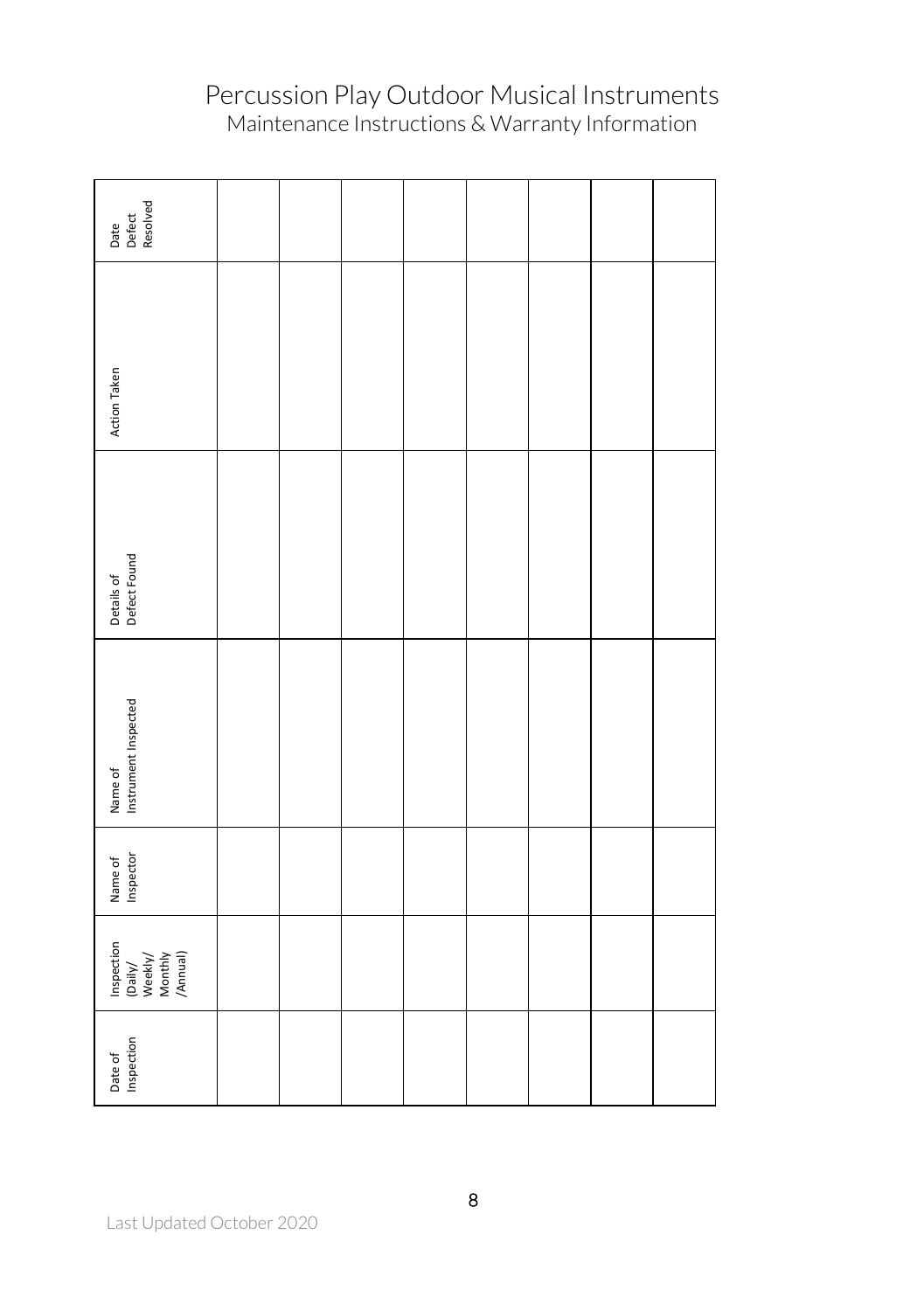| Date of Inspection | Inspection (Daily/ Weekly/ Monthly /Annual) | Name of Inspector | Name of Instrument Inspected | Details of Defect Found | Action Taken | Date Defect Resolved |
|---|---|---|---|---|---|---|
| | | | | | | |
| | | | | | | |
| | | | | | | |
| | | | | | | |
| | | | | | | |
| | | | | | | |
| | | | | | | |
| | | | | | | |